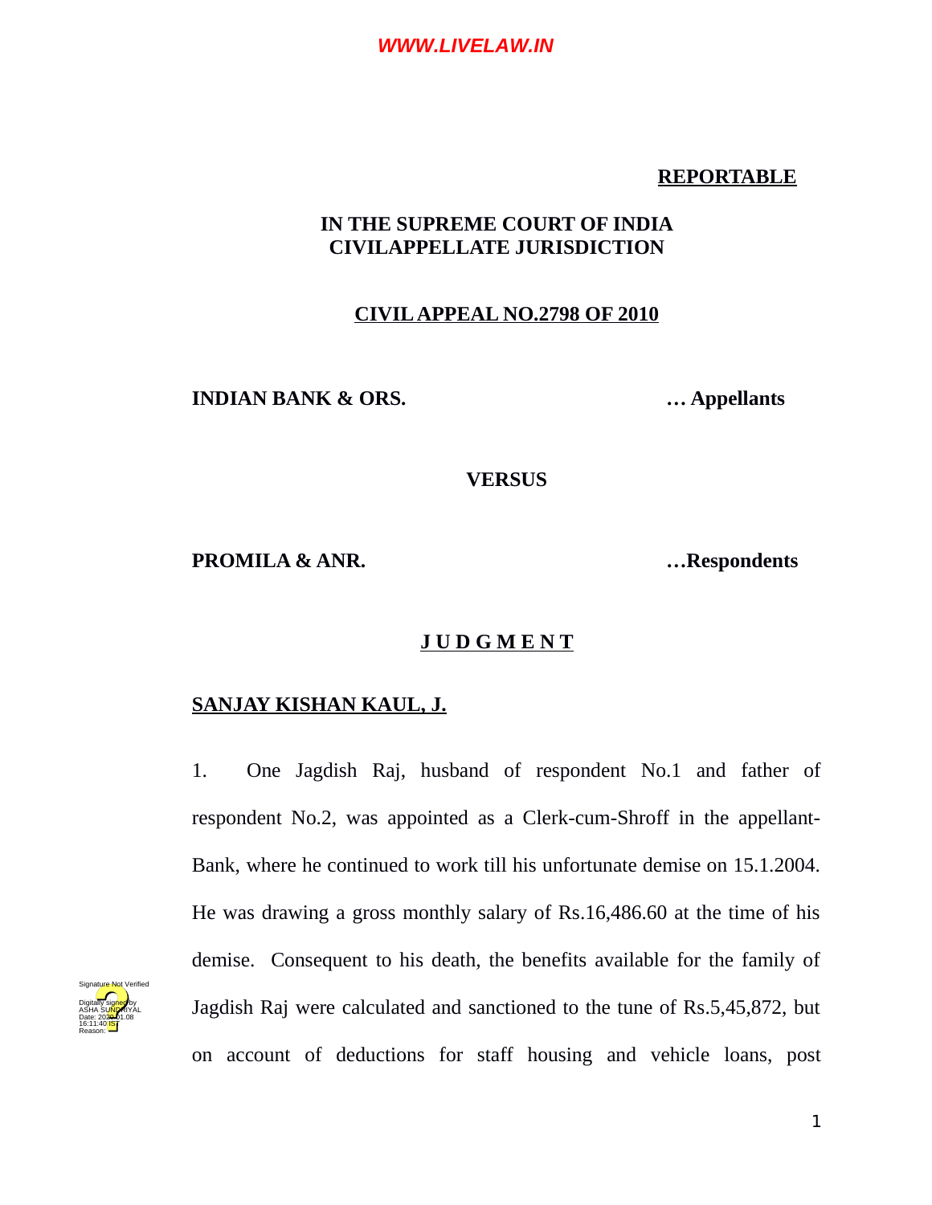**REPORTABLE**

**IN THE SUPREME COURT OF INDIA**
**CIVILAPPELLATE JURISDICTION**

**CIVIL APPEAL NO.2798 OF 2010**

**INDIAN BANK & ORS.** **… Appellants**

**VERSUS**

**PROMILA & ANR.** **…Respondents**

**J U D G M E N T**

**SANJAY KISHAN KAUL, J.**

1. One Jagdish Raj, husband of respondent No.1 and father of respondent No.2, was appointed as a Clerk-cum-Shroff in the appellant-Bank, where he continued to work till his unfortunate demise on 15.1.2004. He was drawing a gross monthly salary of Rs.16,486.60 at the time of his demise. Consequent to his death, the benefits available for the family of Jagdish Raj were calculated and sanctioned to the tune of Rs.5,45,872, but on account of deductions for staff housing and vehicle loans, post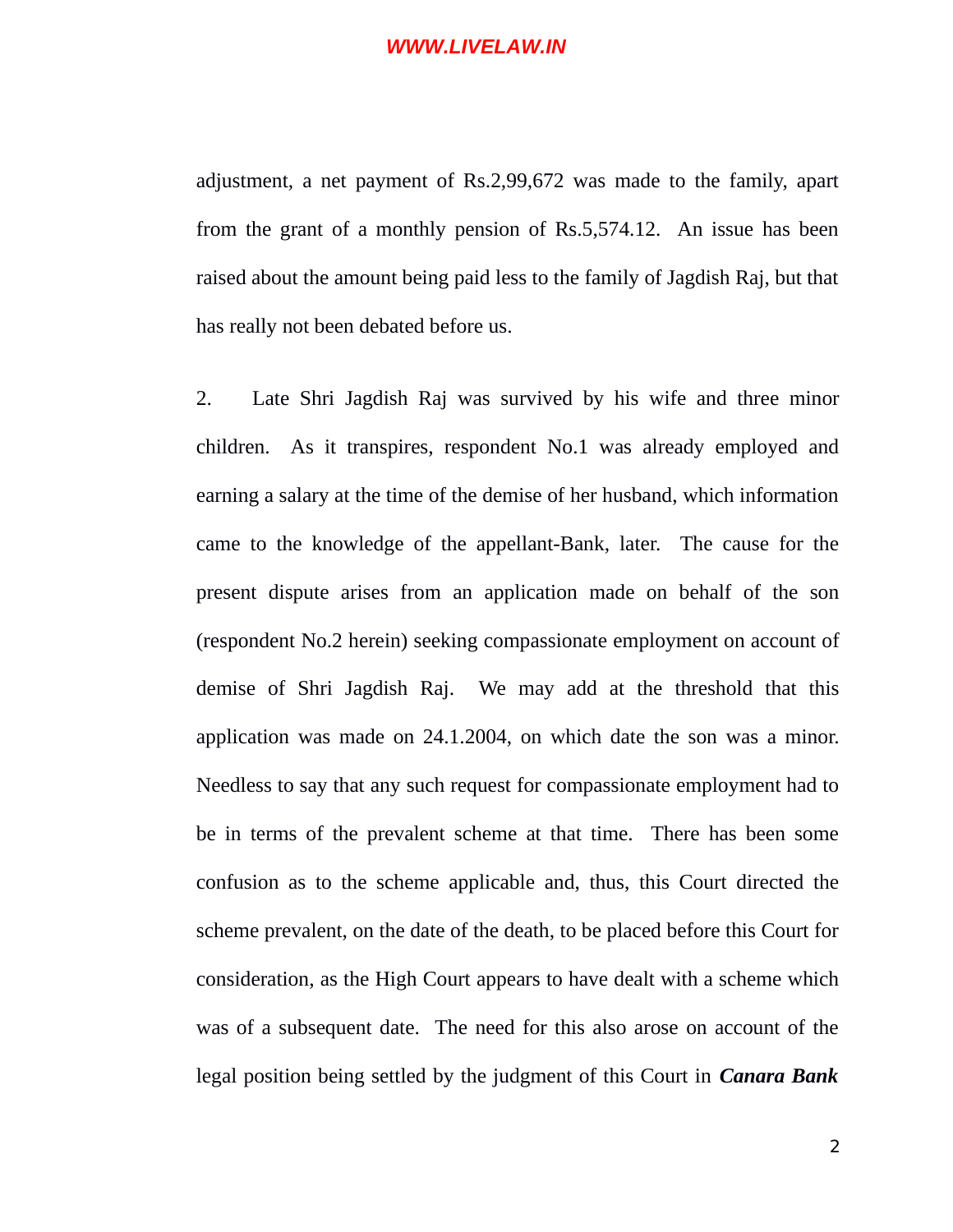adjustment, a net payment of Rs.2,99,672 was made to the family, apart from the grant of a monthly pension of Rs.5,574.12. An issue has been raised about the amount being paid less to the family of Jagdish Raj, but that has really not been debated before us.

2. Late Shri Jagdish Raj was survived by his wife and three minor children. As it transpires, respondent No.1 was already employed and earning a salary at the time of the demise of her husband, which information came to the knowledge of the appellant-Bank, later. The cause for the present dispute arises from an application made on behalf of the son (respondent No.2 herein) seeking compassionate employment on account of demise of Shri Jagdish Raj. We may add at the threshold that this application was made on 24.1.2004, on which date the son was a minor. Needless to say that any such request for compassionate employment had to be in terms of the prevalent scheme at that time. There has been some confusion as to the scheme applicable and, thus, this Court directed the scheme prevalent, on the date of the death, to be placed before this Court for consideration, as the High Court appears to have dealt with a scheme which was of a subsequent date. The need for this also arose on account of the legal position being settled by the judgment of this Court in ***Canara Bank***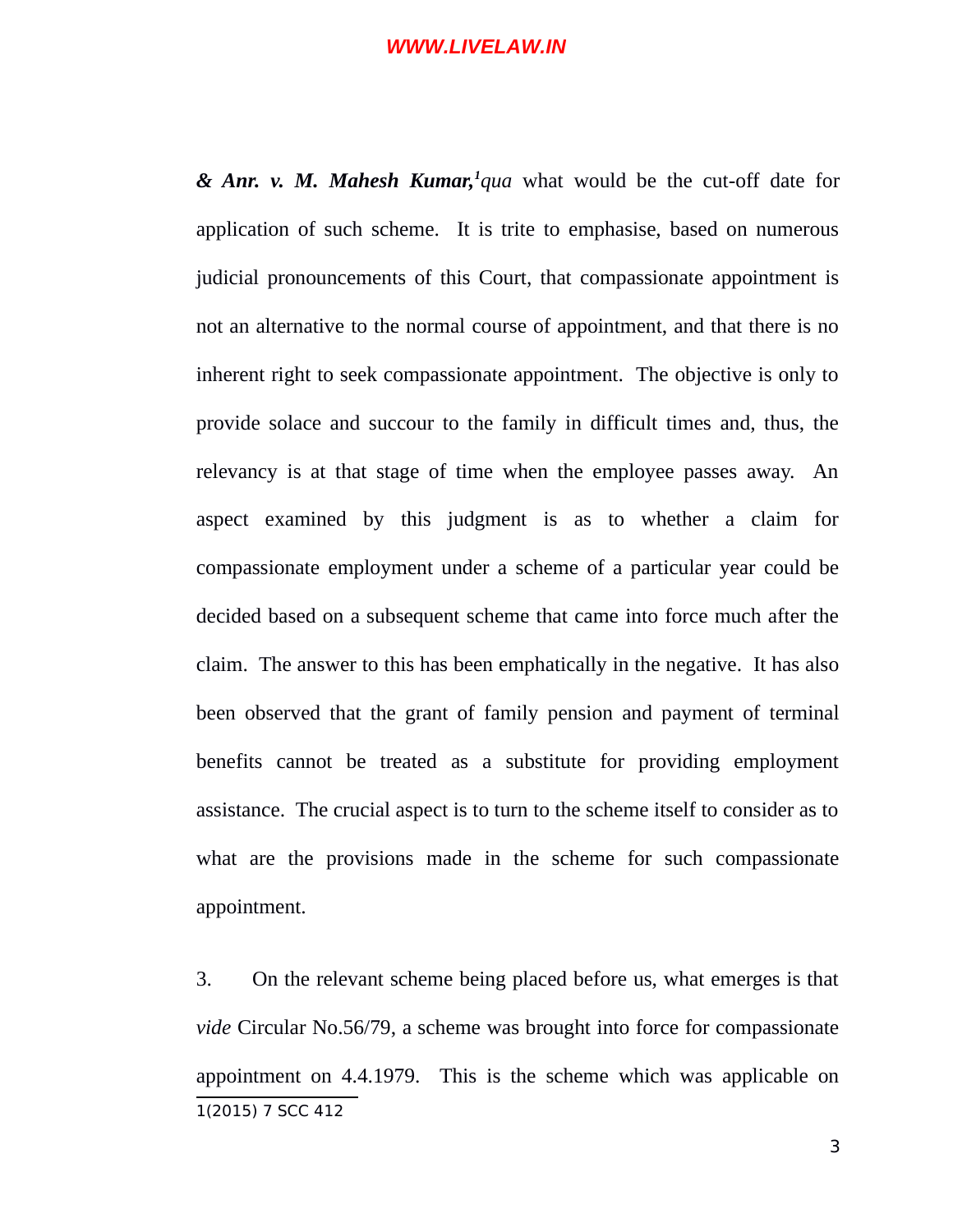***& Anr. v. M. Mahesh Kumar,***[1] *qua* what would be the cut-off date for application of such scheme. It is trite to emphasise, based on numerous judicial pronouncements of this Court, that compassionate appointment is not an alternative to the normal course of appointment, and that there is no inherent right to seek compassionate appointment. The objective is only to provide solace and succour to the family in difficult times and, thus, the relevancy is at that stage of time when the employee passes away. An aspect examined by this judgment is as to whether a claim for compassionate employment under a scheme of a particular year could be decided based on a subsequent scheme that came into force much after the claim. The answer to this has been emphatically in the negative. It has also been observed that the grant of family pension and payment of terminal benefits cannot be treated as a substitute for providing employment assistance. The crucial aspect is to turn to the scheme itself to consider as to what are the provisions made in the scheme for such compassionate appointment.

3. On the relevant scheme being placed before us, what emerges is that *vide* Circular No.56/79, a scheme was brought into force for compassionate appointment on 4.4.1979. This is the scheme which was applicable on

---

1 (2015) 7 SCC 412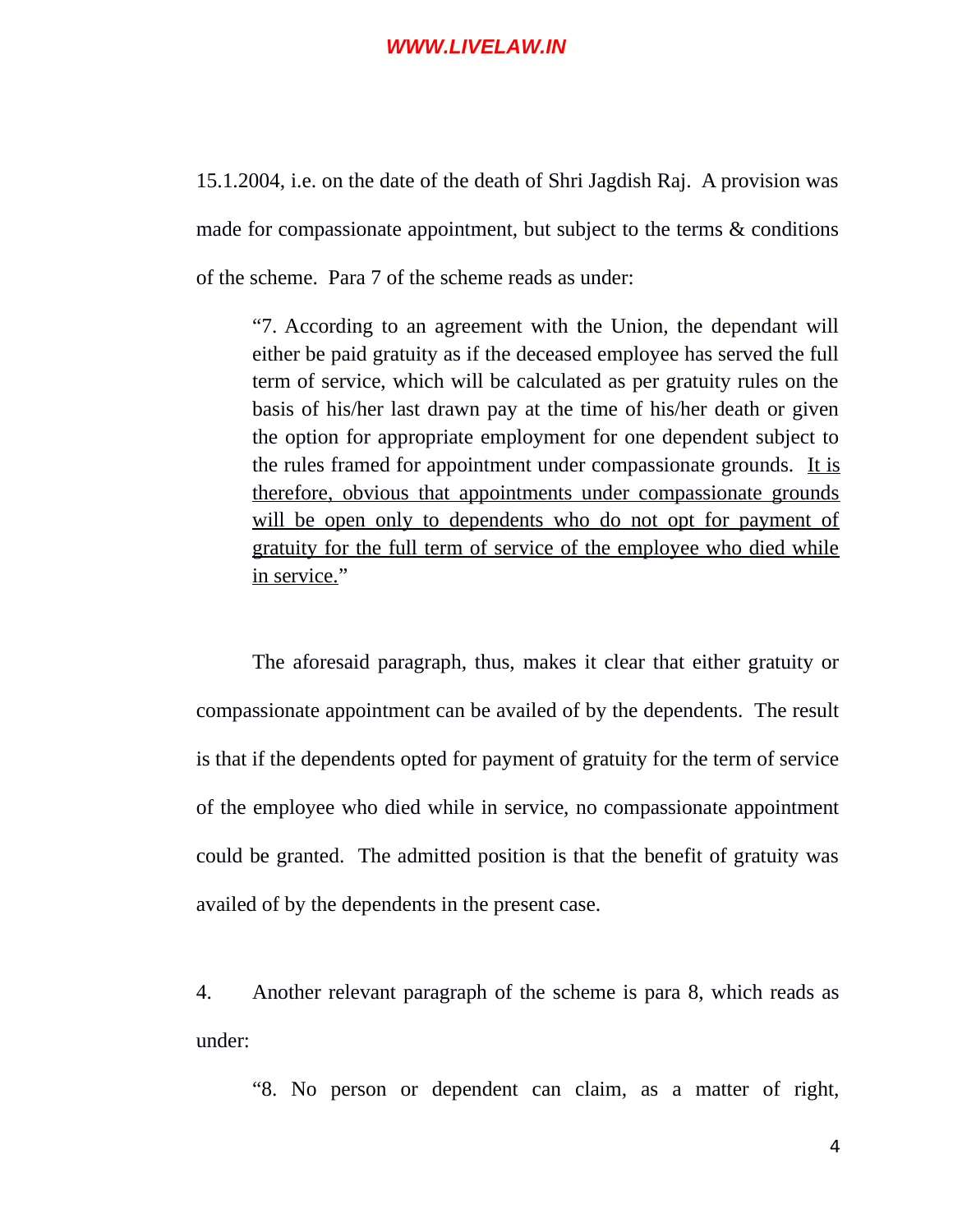15.1.2004, i.e. on the date of the death of Shri Jagdish Raj. A provision was made for compassionate appointment, but subject to the terms & conditions of the scheme. Para 7 of the scheme reads as under:

> "7. According to an agreement with the Union, the dependant will either be paid gratuity as if the deceased employee has served the full term of service, which will be calculated as per gratuity rules on the basis of his/her last drawn pay at the time of his/her death or given the option for appropriate employment for one dependent subject to the rules framed for appointment under compassionate grounds. <u>It is therefore, obvious that appointments under compassionate grounds will be open only to dependents who do not opt for payment of gratuity for the full term of service of the employee who died while in service.</u>"

The aforesaid paragraph, thus, makes it clear that either gratuity or compassionate appointment can be availed of by the dependents. The result is that if the dependents opted for payment of gratuity for the term of service of the employee who died while in service, no compassionate appointment could be granted. The admitted position is that the benefit of gratuity was availed of by the dependents in the present case.

4. Another relevant paragraph of the scheme is para 8, which reads as under:

> "8. No person or dependent can claim, as a matter of right,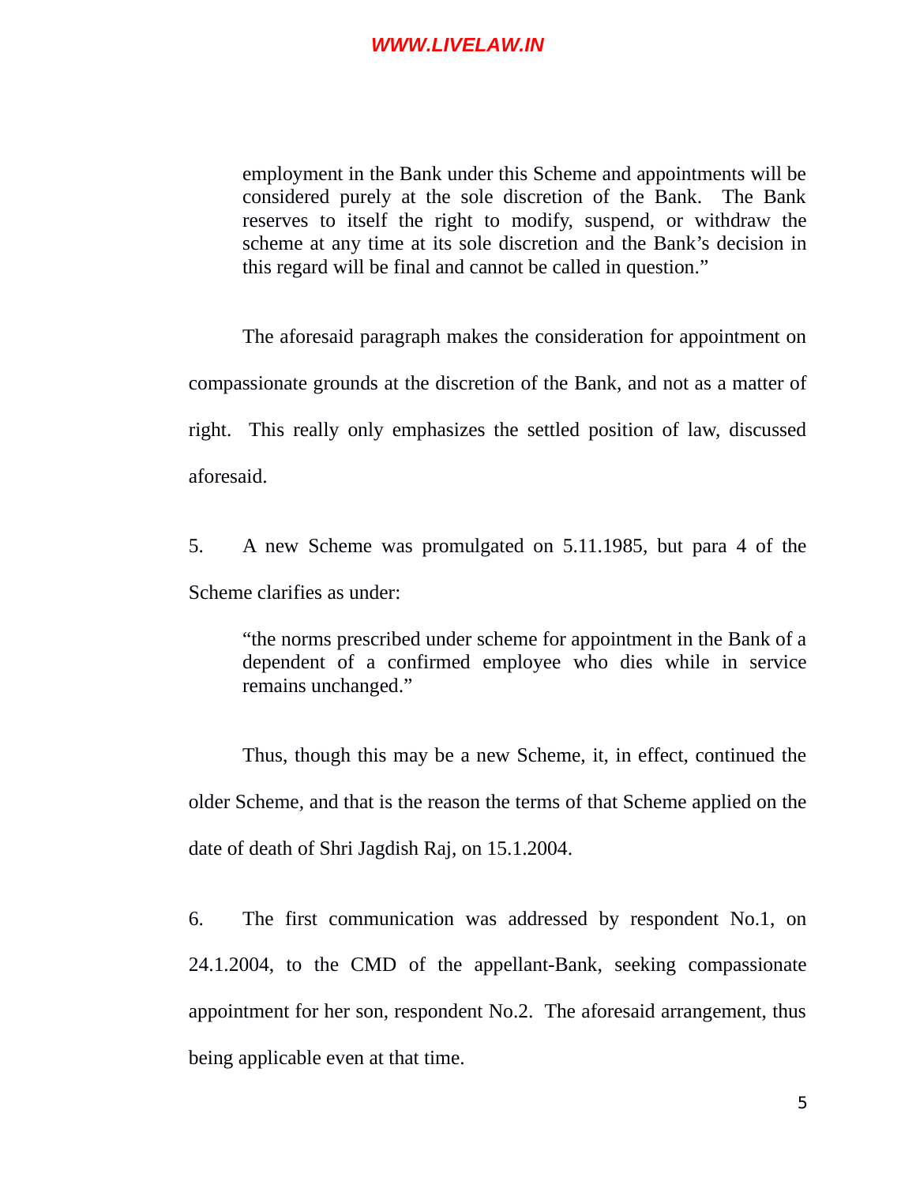> employment in the Bank under this Scheme and appointments will be considered purely at the sole discretion of the Bank. The Bank reserves to itself the right to modify, suspend, or withdraw the scheme at any time at its sole discretion and the Bank's decision in this regard will be final and cannot be called in question."

The aforesaid paragraph makes the consideration for appointment on compassionate grounds at the discretion of the Bank, and not as a matter of right. This really only emphasizes the settled position of law, discussed aforesaid.

5. A new Scheme was promulgated on 5.11.1985, but para 4 of the Scheme clarifies as under:

> "the norms prescribed under scheme for appointment in the Bank of a dependent of a confirmed employee who dies while in service remains unchanged."

Thus, though this may be a new Scheme, it, in effect, continued the older Scheme, and that is the reason the terms of that Scheme applied on the date of death of Shri Jagdish Raj, on 15.1.2004.

6. The first communication was addressed by respondent No.1, on 24.1.2004, to the CMD of the appellant-Bank, seeking compassionate appointment for her son, respondent No.2. The aforesaid arrangement, thus being applicable even at that time.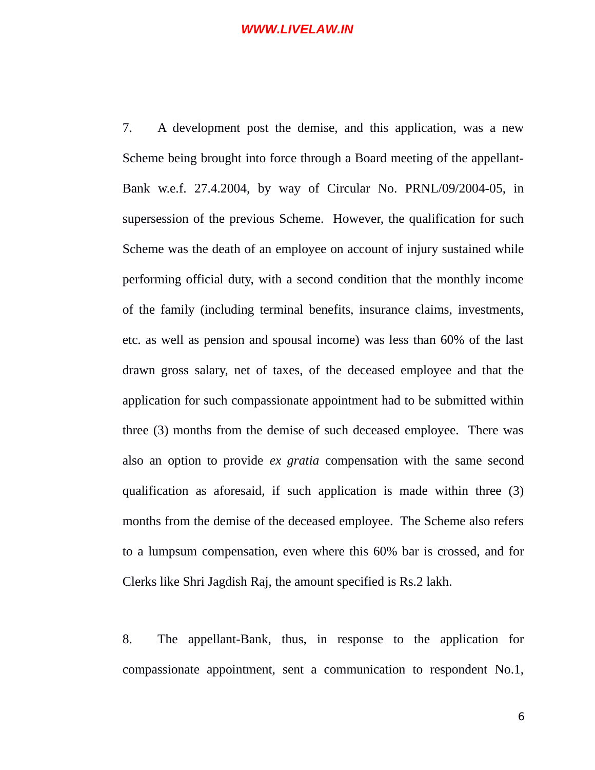7. A development post the demise, and this application, was a new Scheme being brought into force through a Board meeting of the appellant-Bank w.e.f. 27.4.2004, by way of Circular No. PRNL/09/2004-05, in supersession of the previous Scheme. However, the qualification for such Scheme was the death of an employee on account of injury sustained while performing official duty, with a second condition that the monthly income of the family (including terminal benefits, insurance claims, investments, etc. as well as pension and spousal income) was less than 60% of the last drawn gross salary, net of taxes, of the deceased employee and that the application for such compassionate appointment had to be submitted within three (3) months from the demise of such deceased employee. There was also an option to provide *ex gratia* compensation with the same second qualification as aforesaid, if such application is made within three (3) months from the demise of the deceased employee. The Scheme also refers to a lumpsum compensation, even where this 60% bar is crossed, and for Clerks like Shri Jagdish Raj, the amount specified is Rs.2 lakh.

8. The appellant-Bank, thus, in response to the application for compassionate appointment, sent a communication to respondent No.1,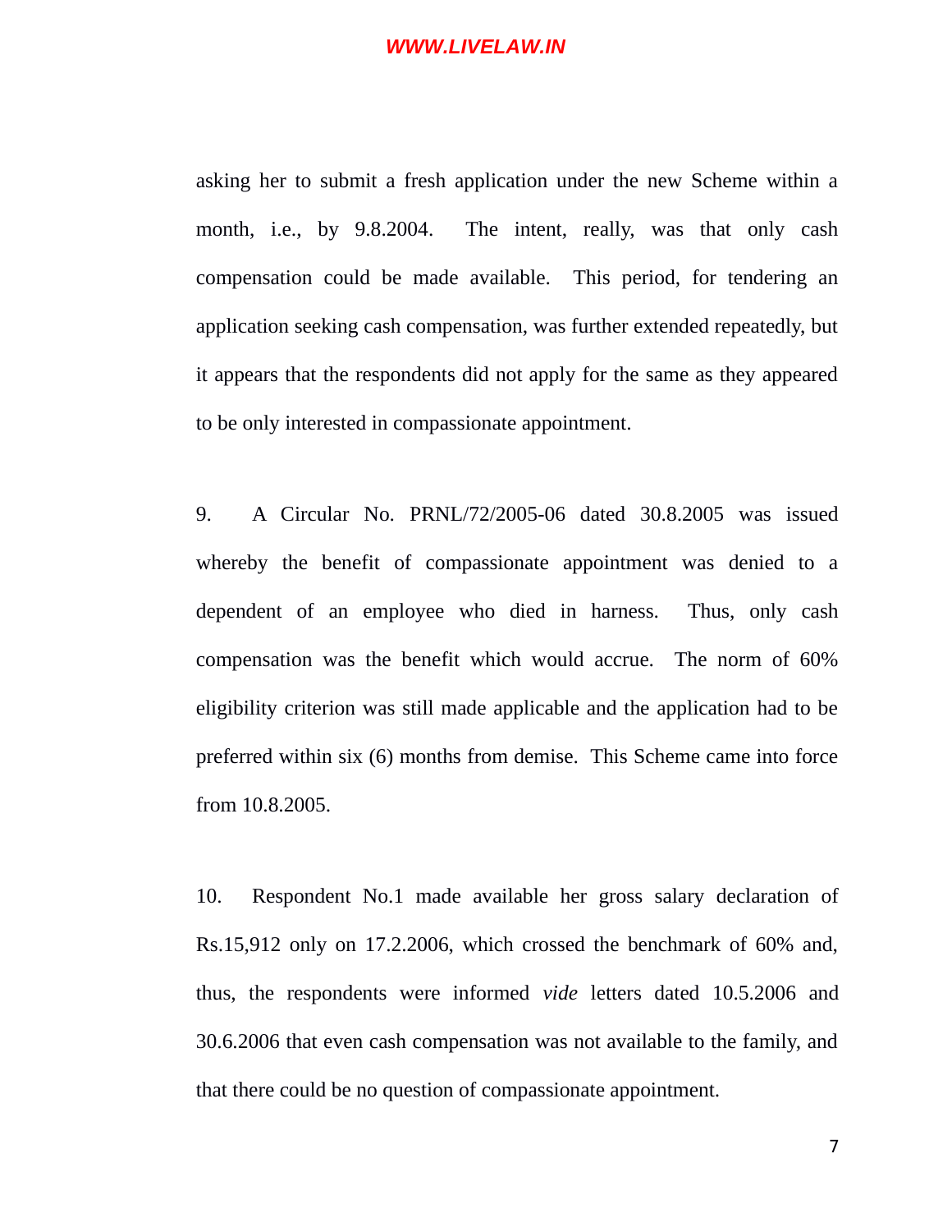asking her to submit a fresh application under the new Scheme within a month, i.e., by 9.8.2004. The intent, really, was that only cash compensation could be made available. This period, for tendering an application seeking cash compensation, was further extended repeatedly, but it appears that the respondents did not apply for the same as they appeared to be only interested in compassionate appointment.

9. A Circular No. PRNL/72/2005-06 dated 30.8.2005 was issued whereby the benefit of compassionate appointment was denied to a dependent of an employee who died in harness. Thus, only cash compensation was the benefit which would accrue. The norm of 60% eligibility criterion was still made applicable and the application had to be preferred within six (6) months from demise. This Scheme came into force from 10.8.2005.

10. Respondent No.1 made available her gross salary declaration of Rs.15,912 only on 17.2.2006, which crossed the benchmark of 60% and, thus, the respondents were informed *vide* letters dated 10.5.2006 and 30.6.2006 that even cash compensation was not available to the family, and that there could be no question of compassionate appointment.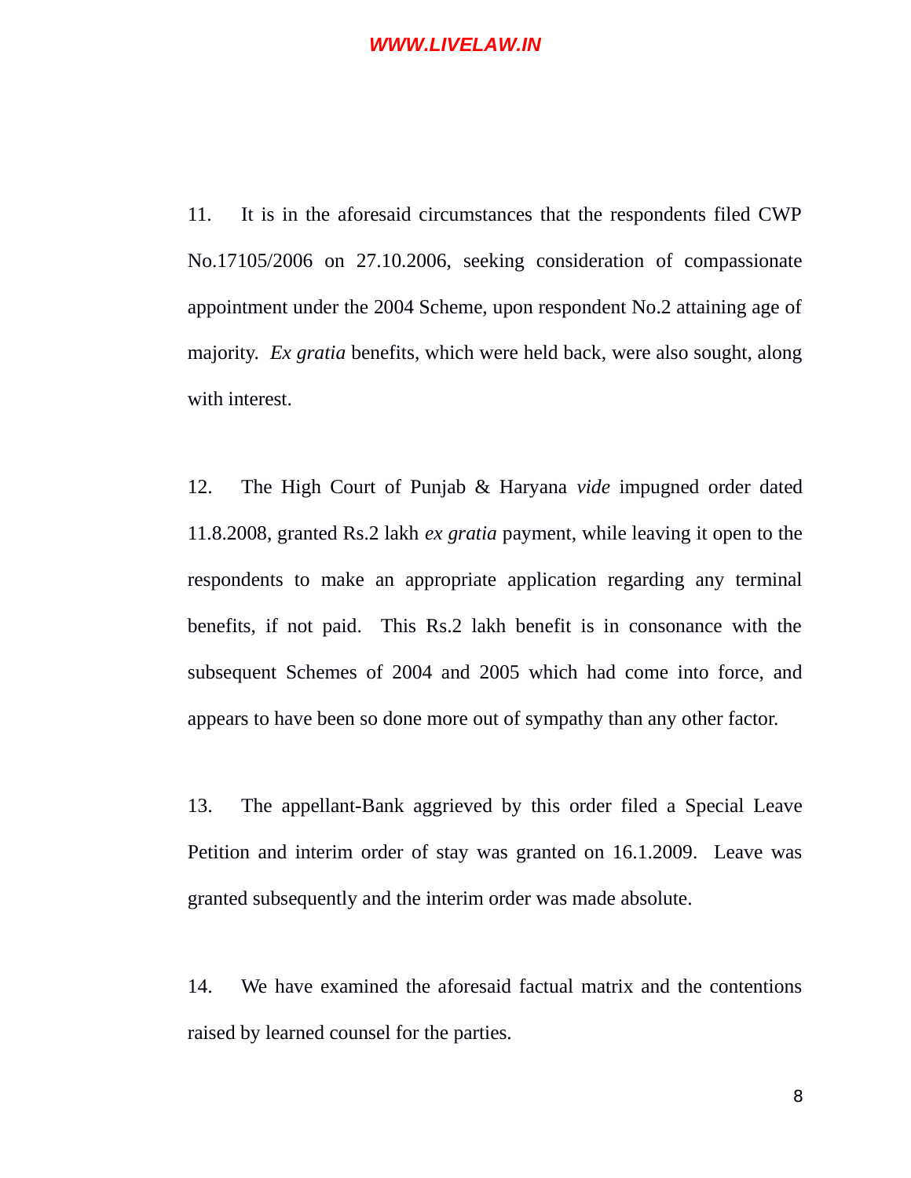11. It is in the aforesaid circumstances that the respondents filed CWP No.17105/2006 on 27.10.2006, seeking consideration of compassionate appointment under the 2004 Scheme, upon respondent No.2 attaining age of majority. *Ex gratia* benefits, which were held back, were also sought, along with interest.

12. The High Court of Punjab & Haryana *vide* impugned order dated 11.8.2008, granted Rs.2 lakh *ex gratia* payment, while leaving it open to the respondents to make an appropriate application regarding any terminal benefits, if not paid. This Rs.2 lakh benefit is in consonance with the subsequent Schemes of 2004 and 2005 which had come into force, and appears to have been so done more out of sympathy than any other factor.

13. The appellant-Bank aggrieved by this order filed a Special Leave Petition and interim order of stay was granted on 16.1.2009. Leave was granted subsequently and the interim order was made absolute.

14. We have examined the aforesaid factual matrix and the contentions raised by learned counsel for the parties.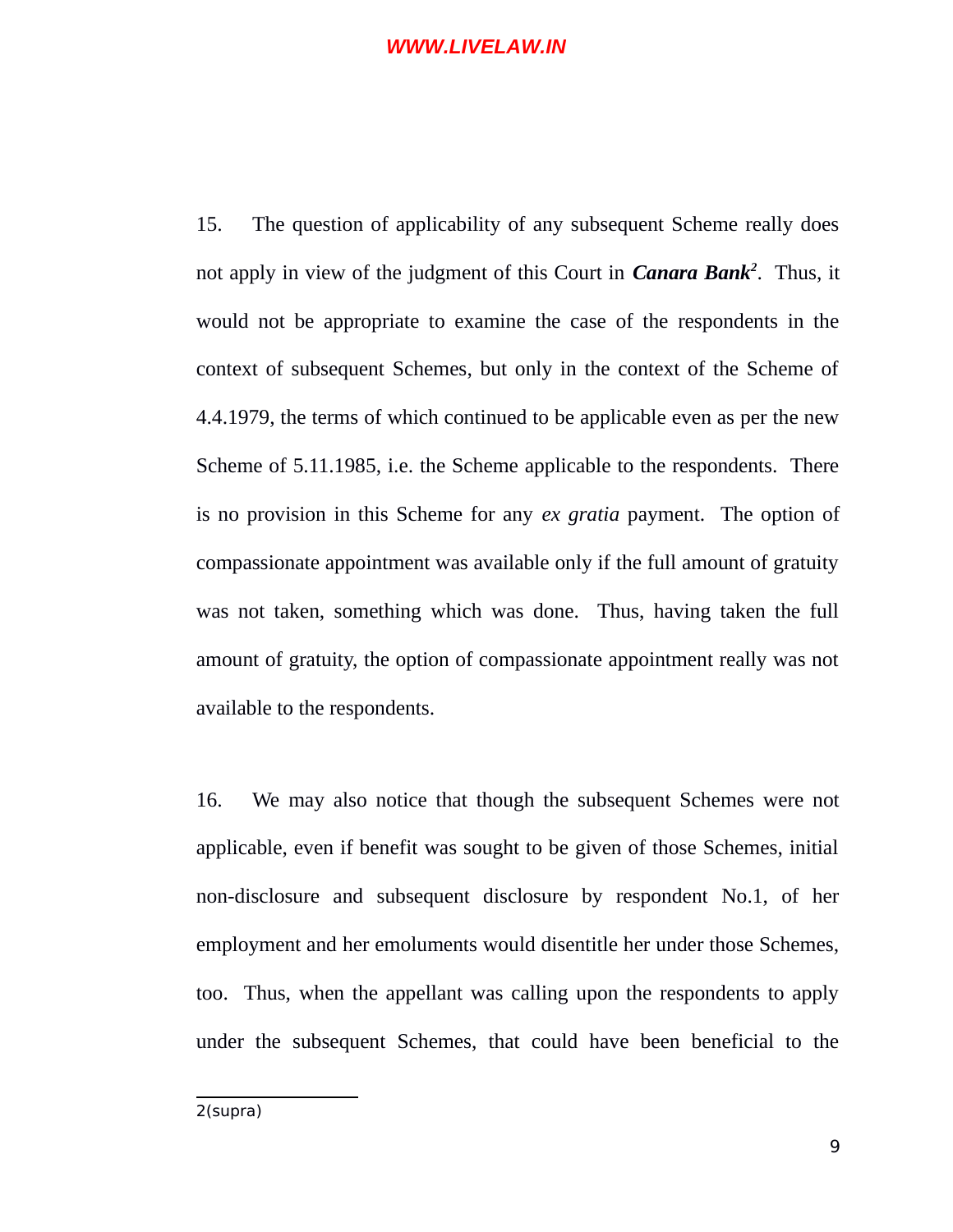15. The question of applicability of any subsequent Scheme really does not apply in view of the judgment of this Court in ***Canara Bank***[2]. Thus, it would not be appropriate to examine the case of the respondents in the context of subsequent Schemes, but only in the context of the Scheme of 4.4.1979, the terms of which continued to be applicable even as per the new Scheme of 5.11.1985, i.e. the Scheme applicable to the respondents. There is no provision in this Scheme for any *ex gratia* payment. The option of compassionate appointment was available only if the full amount of gratuity was not taken, something which was done. Thus, having taken the full amount of gratuity, the option of compassionate appointment really was not available to the respondents.

16. We may also notice that though the subsequent Schemes were not applicable, even if benefit was sought to be given of those Schemes, initial non-disclosure and subsequent disclosure by respondent No.1, of her employment and her emoluments would disentitle her under those Schemes, too. Thus, when the appellant was calling upon the respondents to apply under the subsequent Schemes, that could have been beneficial to the

---

2(supra)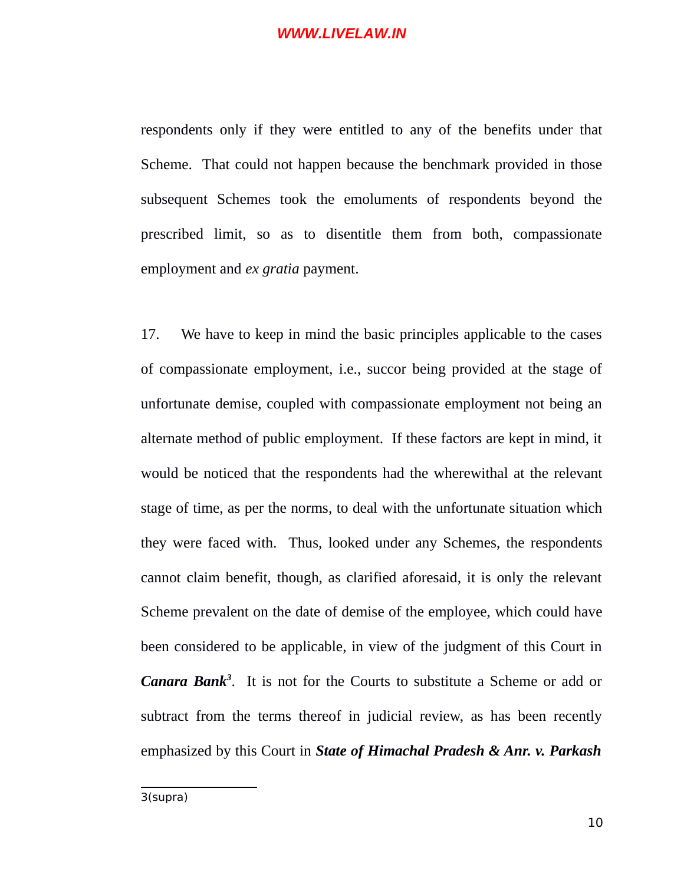respondents only if they were entitled to any of the benefits under that Scheme. That could not happen because the benchmark provided in those subsequent Schemes took the emoluments of respondents beyond the prescribed limit, so as to disentitle them from both, compassionate employment and *ex gratia* payment.

17. We have to keep in mind the basic principles applicable to the cases of compassionate employment, i.e., succor being provided at the stage of unfortunate demise, coupled with compassionate employment not being an alternate method of public employment. If these factors are kept in mind, it would be noticed that the respondents had the wherewithal at the relevant stage of time, as per the norms, to deal with the unfortunate situation which they were faced with. Thus, looked under any Schemes, the respondents cannot claim benefit, though, as clarified aforesaid, it is only the relevant Scheme prevalent on the date of demise of the employee, which could have been considered to be applicable, in view of the judgment of this Court in ***Canara Bank***[3]. It is not for the Courts to substitute a Scheme or add or subtract from the terms thereof in judicial review, as has been recently emphasized by this Court in ***State of Himachal Pradesh & Anr. v. Parkash***

3(supra)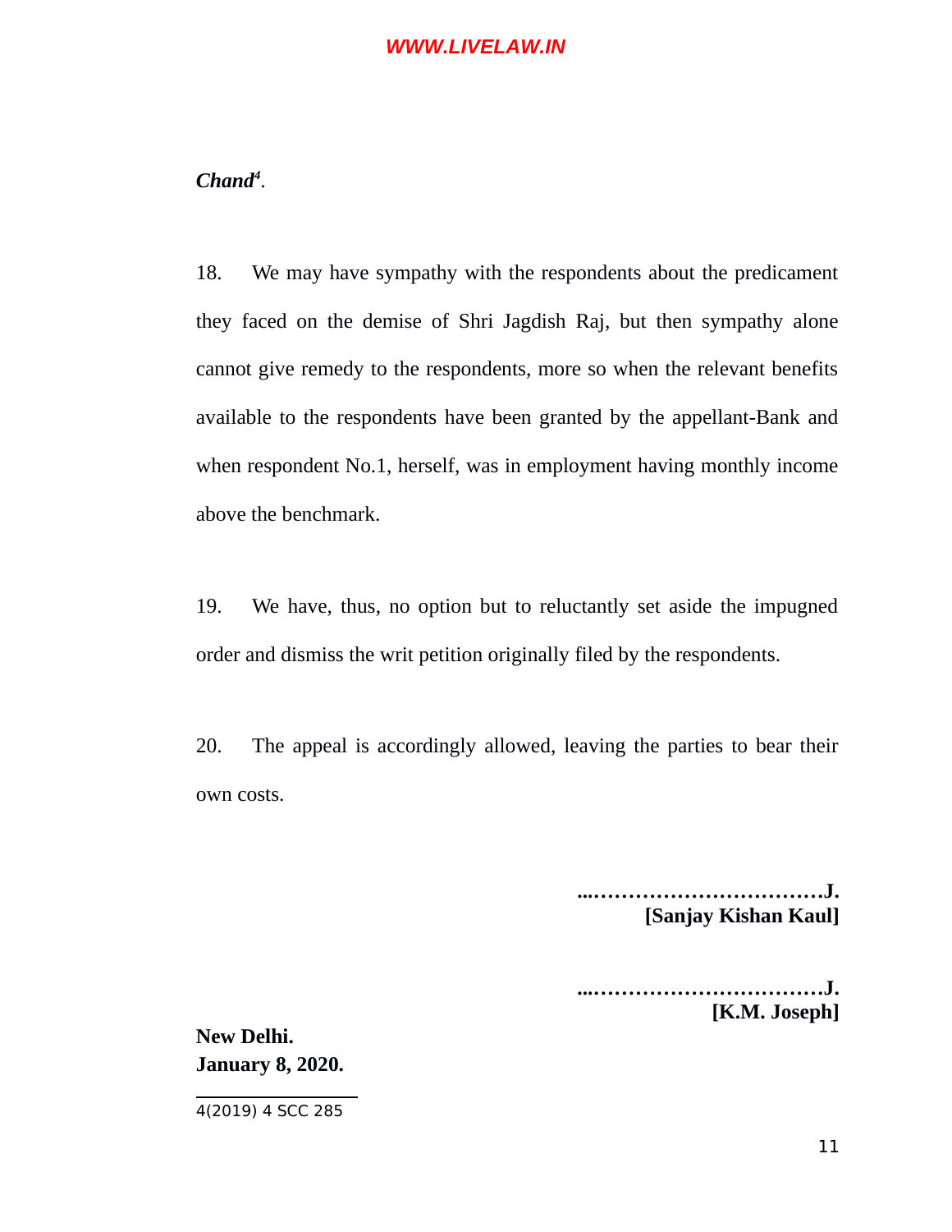***Chand***[4].

18. We may have sympathy with the respondents about the predicament they faced on the demise of Shri Jagdish Raj, but then sympathy alone cannot give remedy to the respondents, more so when the relevant benefits available to the respondents have been granted by the appellant-Bank and when respondent No.1, herself, was in employment having monthly income above the benchmark.

19. We have, thus, no option but to reluctantly set aside the impugned order and dismiss the writ petition originally filed by the respondents.

20. The appeal is accordingly allowed, leaving the parties to bear their own costs.

**....................................J.**
**[Sanjay Kishan Kaul]**

**....................................J.**
**[K.M. Joseph]**

**New Delhi.**
**January 8, 2020.**

4 (2019) 4 SCC 285